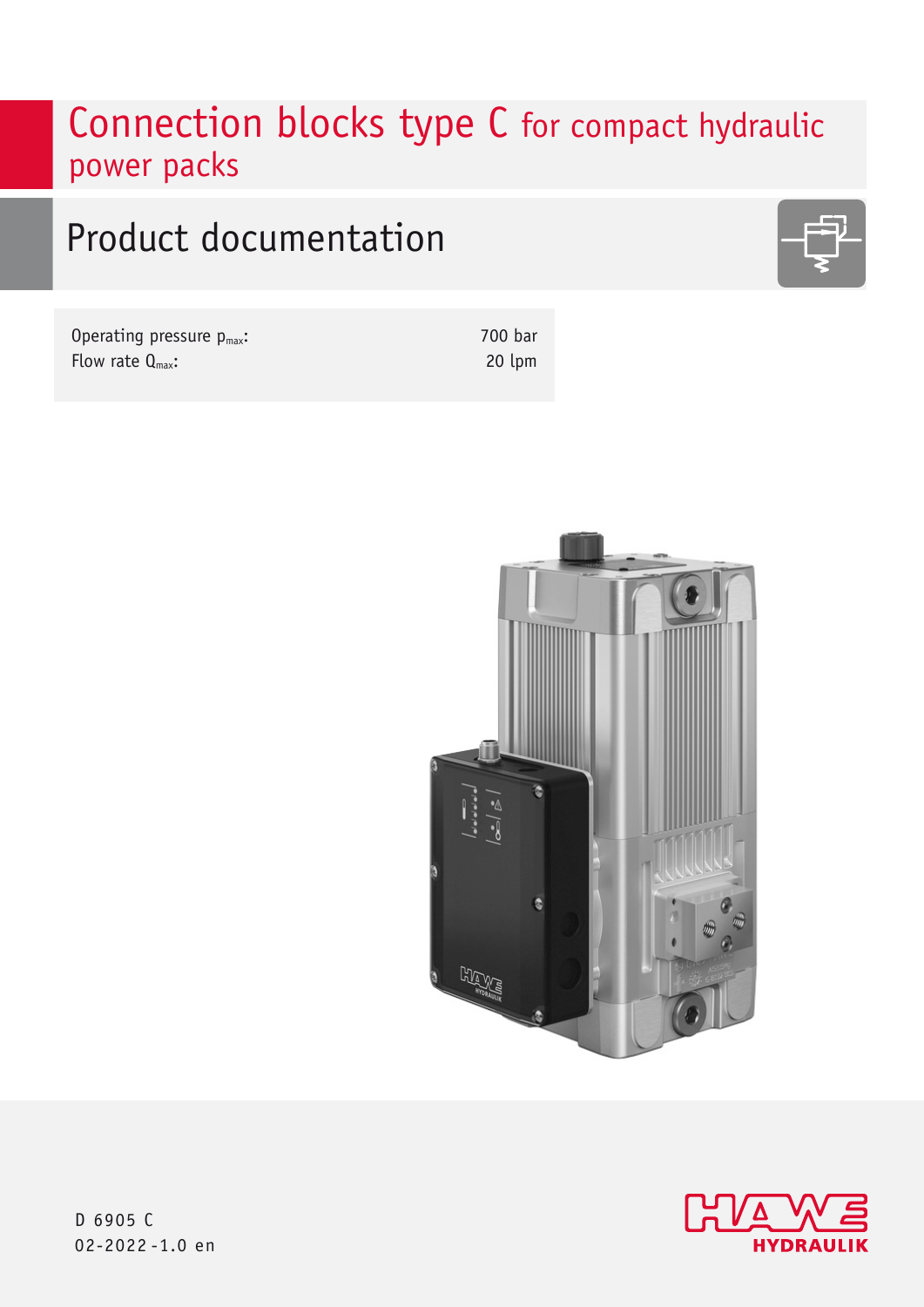# Connection blocks type C for compact hydraulic power packs

## Product documentation

| | |
|---|---|
| Operating pressure $p_{max}$: | 700 bar |
| Flow rate $Q_{max}$: | 20 lpm |

D 6905 C
02-2022-1.0 en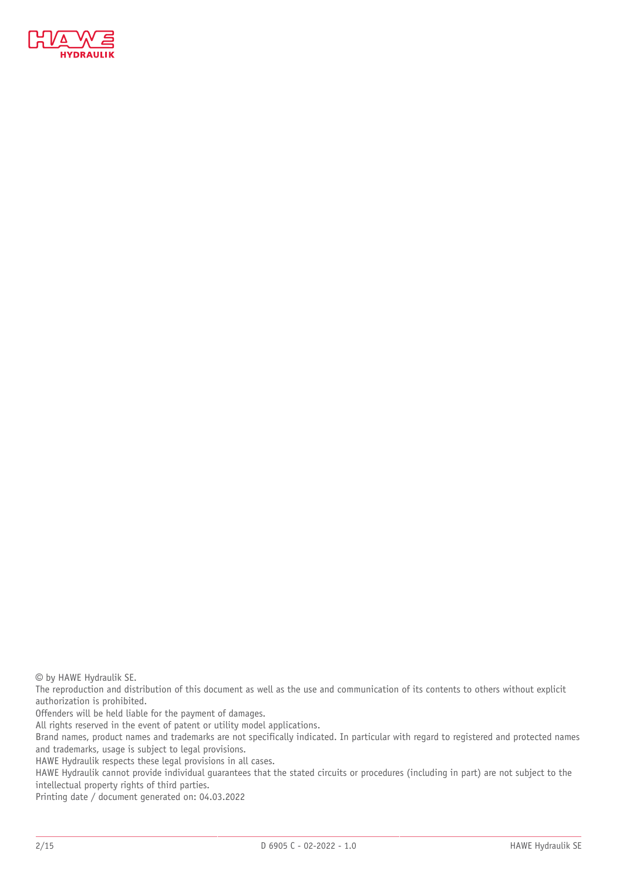© by HAWE Hydraulik SE.

The reproduction and distribution of this document as well as the use and communication of its contents to others without explicit authorization is prohibited.

Offenders will be held liable for the payment of damages.

All rights reserved in the event of patent or utility model applications.

Brand names, product names and trademarks are not specifically indicated. In particular with regard to registered and protected names and trademarks, usage is subject to legal provisions.

HAWE Hydraulik respects these legal provisions in all cases.

HAWE Hydraulik cannot provide individual guarantees that the stated circuits or procedures (including in part) are not subject to the intellectual property rights of third parties.

Printing date / document generated on: 04.03.2022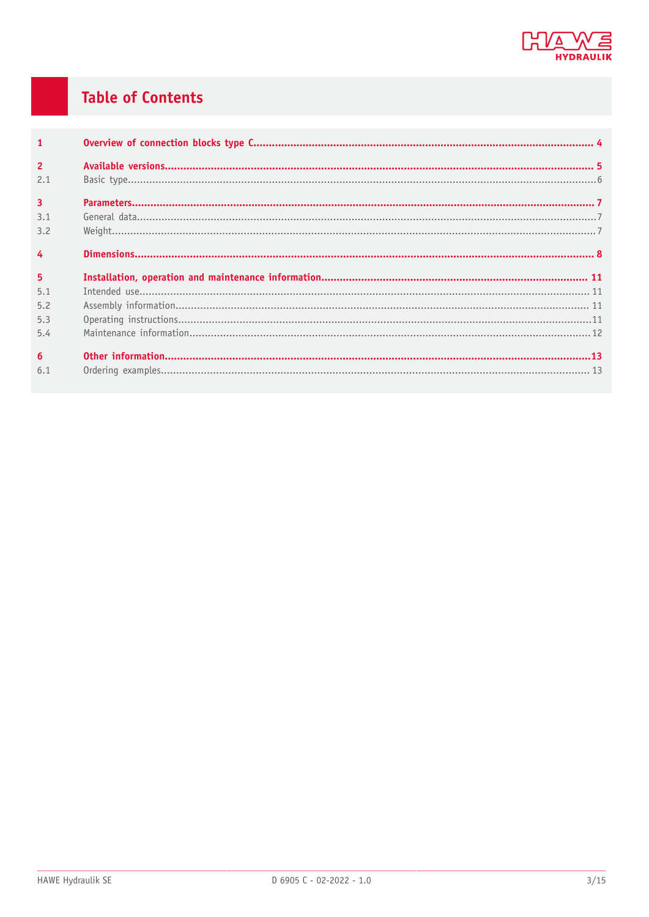# Table of Contents

| | | |
|---|---|---|
| **1** | **Overview of connection blocks type C** | **4** |
| **2** | **Available versions** | **5** |
| 2.1 | Basic type | 6 |
| **3** | **Parameters** | **7** |
| 3.1 | General data | 7 |
| 3.2 | Weight | 7 |
| **4** | **Dimensions** | **8** |
| **5** | **Installation, operation and maintenance information** | **11** |
| 5.1 | Intended use | 11 |
| 5.2 | Assembly information | 11 |
| 5.3 | Operating instructions | 11 |
| 5.4 | Maintenance information | 12 |
| **6** | **Other information** | **13** |
| 6.1 | Ordering examples | 13 |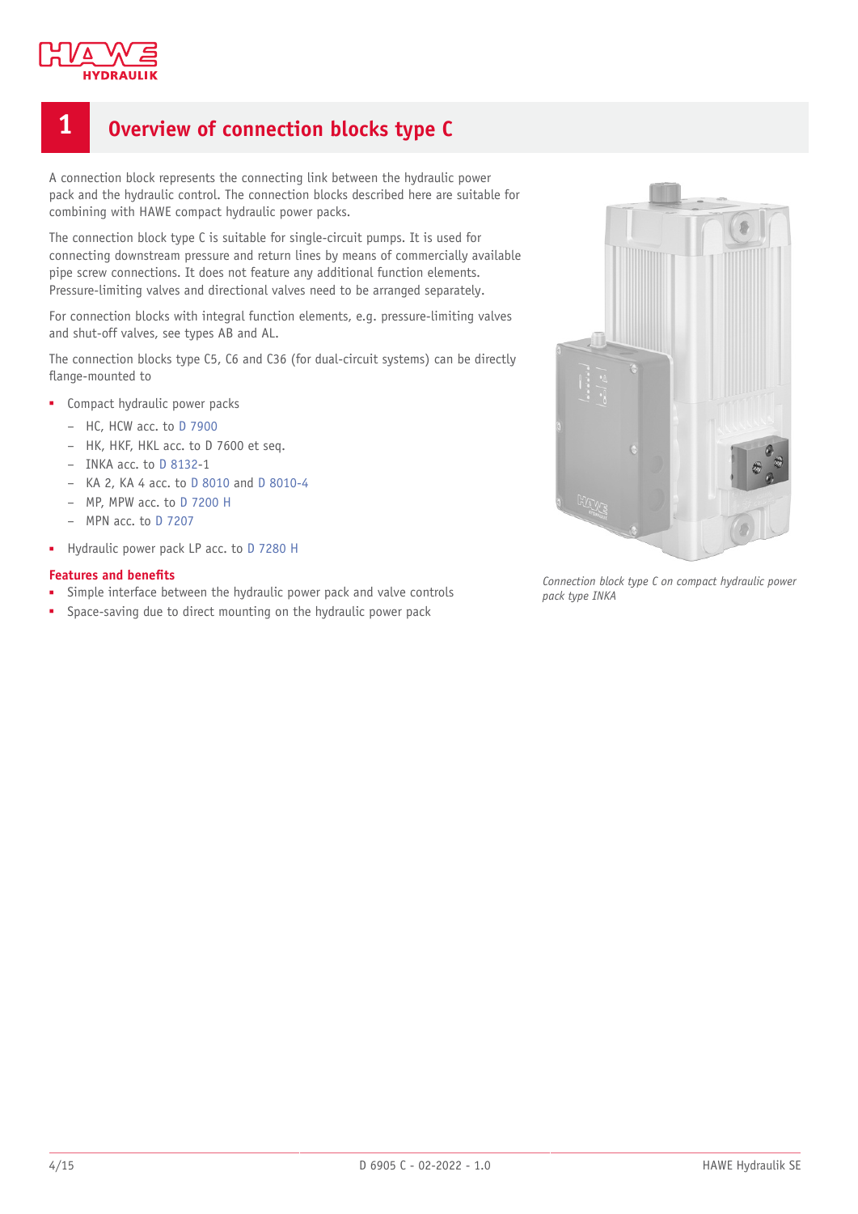# 1 Overview of connection blocks type C

A connection block represents the connecting link between the hydraulic power pack and the hydraulic control. The connection blocks described here are suitable for combining with HAWE compact hydraulic power packs.

The connection block type C is suitable for single-circuit pumps. It is used for connecting downstream pressure and return lines by means of commercially available pipe screw connections. It does not feature any additional function elements. Pressure-limiting valves and directional valves need to be arranged separately.

For connection blocks with integral function elements, e.g. pressure-limiting valves and shut-off valves, see types AB and AL.

The connection blocks type C5, C6 and C36 (for dual-circuit systems) can be directly flange-mounted to

- Compact hydraulic power packs
  - HC, HCW acc. to D 7900
  - HK, HKF, HKL acc. to D 7600 et seq.
  - INKA acc. to D 8132-1
  - KA 2, KA 4 acc. to D 8010 and D 8010-4
  - MP, MPW acc. to D 7200 H
  - MPN acc. to D 7207
- Hydraulic power pack LP acc. to D 7280 H

*Connection block type C on compact hydraulic power pack type INKA*

**Features and benefits**

- Simple interface between the hydraulic power pack and valve controls
- Space-saving due to direct mounting on the hydraulic power pack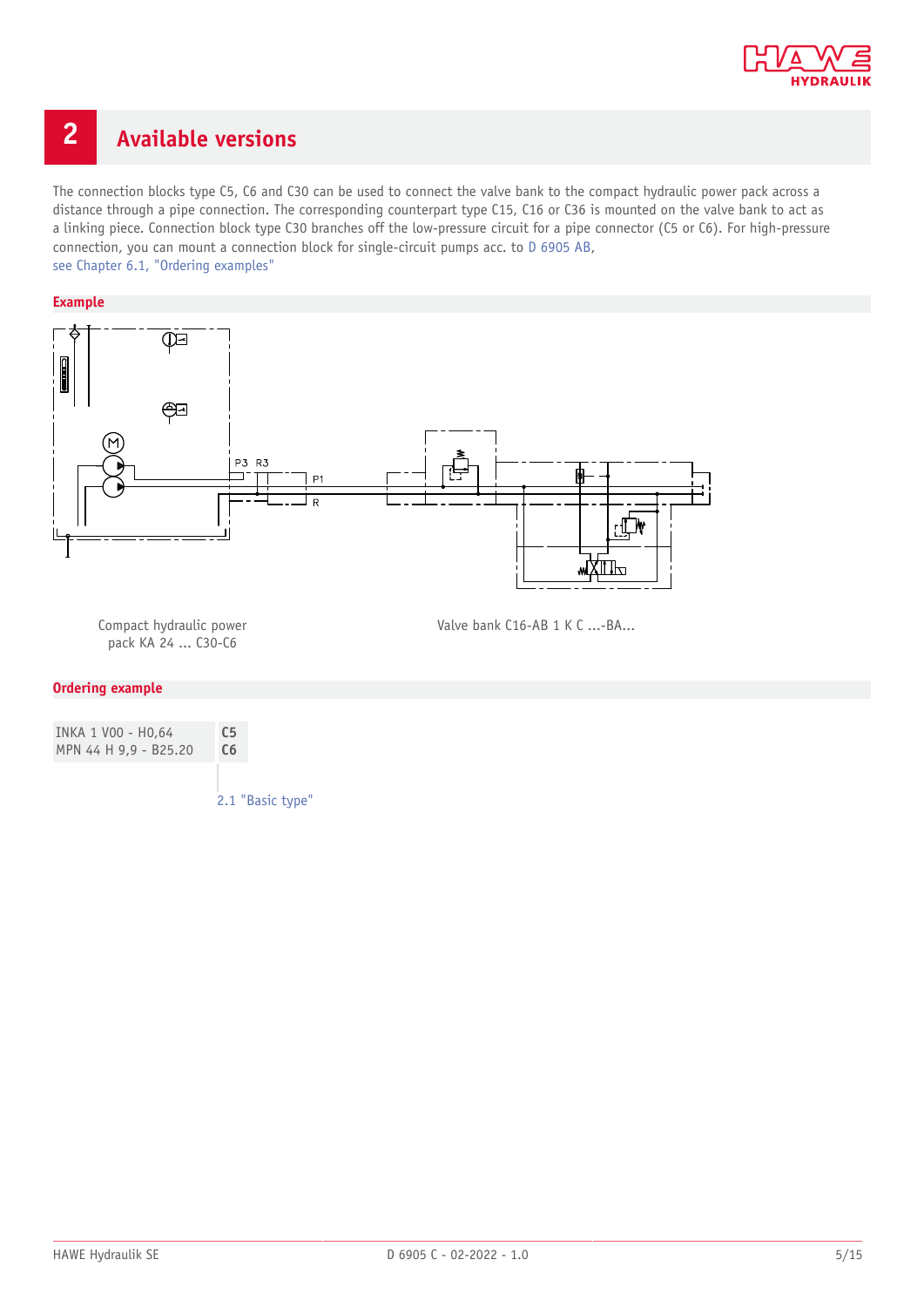# 2 Available versions

The connection blocks type C5, C6 and C30 can be used to connect the valve bank to the compact hydraulic power pack across a distance through a pipe connection. The corresponding counterpart type C15, C16 or C36 is mounted on the valve bank to act as a linking piece. Connection block type C30 branches off the low-pressure circuit for a pipe connector (C5 or C6). For high-pressure connection, you can mount a connection block for single-circuit pumps acc. to D 6905 AB, see Chapter 6.1, "Ordering examples"

## Example

P3 R3

P1

R

Compact hydraulic power pack KA 24 ... C30-C6

Valve bank C16-AB 1 K C ...-BA...

## Ordering example

| | |
|---|---|
| INKA 1 V00 - H0,64 | **C5** |
| MPN 44 H 9,9 - B25.20 | **C6** |

2.1 "Basic type"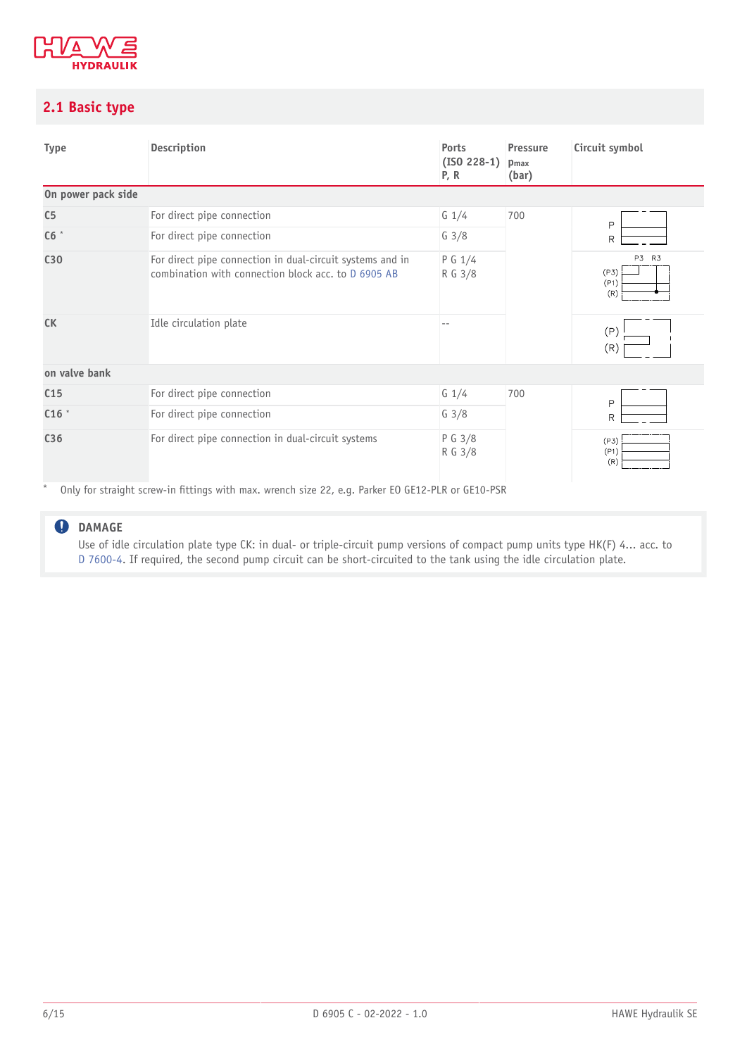## 2.1 Basic type

| Type | Description | Ports (ISO 228-1) P, R | Pressure $p_{max}$ (bar) | Circuit symbol |
|---|---|---|---|---|
| **On power pack side** | | | | |
| C5 | For direct pipe connection | G 1/4 | 700 | P R |
| C6 * | For direct pipe connection | G 3/8 | | |
| C30 | For direct pipe connection in dual-circuit systems and in combination with connection block acc. to D 6905 AB | P G 1/4<br>R G 3/8 | | P3 R3 (P3) (P1) (R) |
| CK | Idle circulation plate | -- | | (P) (R) |
| **on valve bank** | | | | |
| C15 | For direct pipe connection | G 1/4 | 700 | P R |
| C16 * | For direct pipe connection | G 3/8 | | |
| C36 | For direct pipe connection in dual-circuit systems | P G 3/8<br>R G 3/8 | | (P3) (P1) (R) |

\* Only for straight screw-in fittings with max. wrench size 22, e.g. Parker EO GE12-PLR or GE10-PSR

> **DAMAGE**
> Use of idle circulation plate type CK: in dual- or triple-circuit pump versions of compact pump units type HK(F) 4... acc. to D 7600-4. If required, the second pump circuit can be short-circuited to the tank using the idle circulation plate.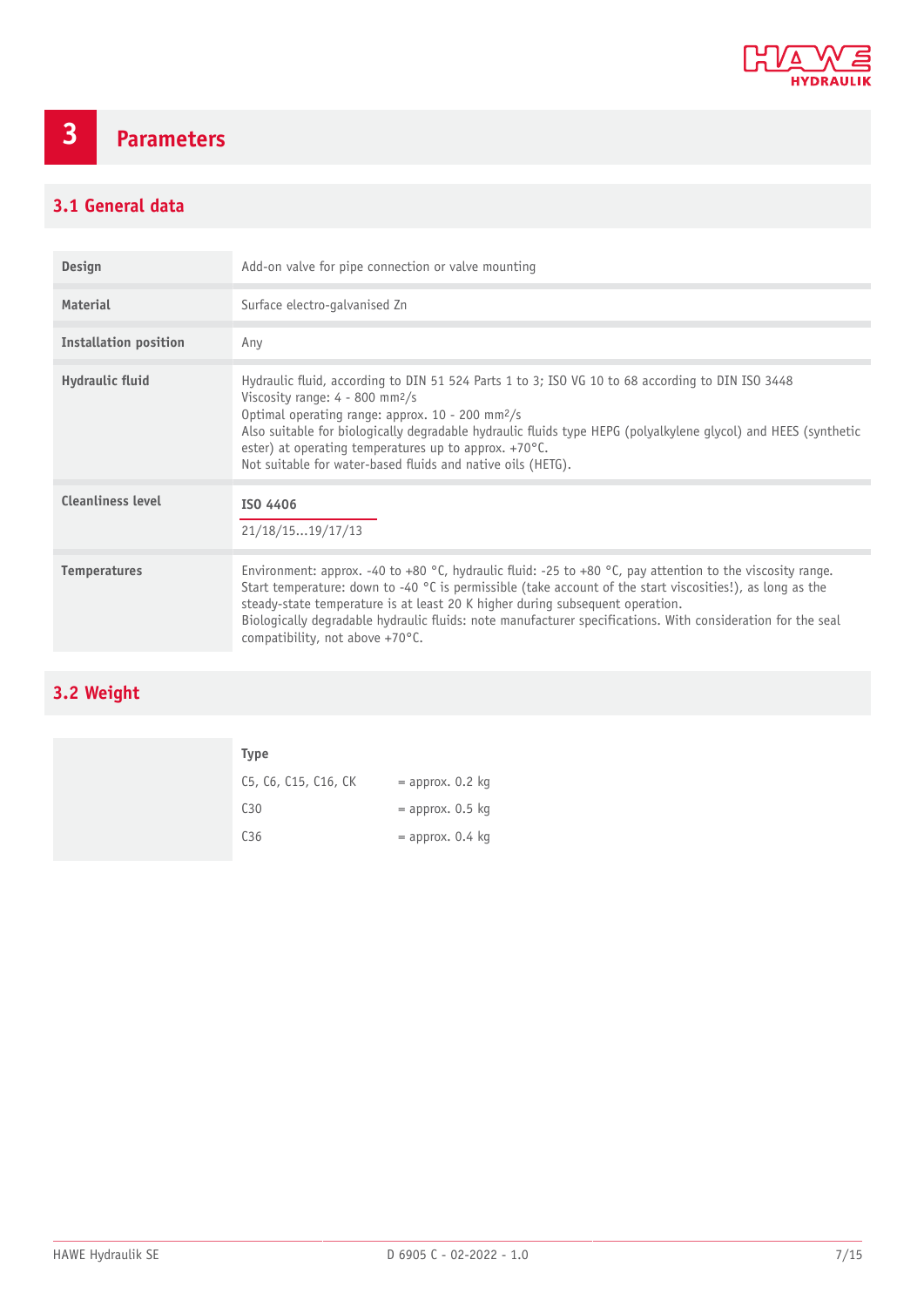# 3 Parameters

## 3.1 General data

| | |
|---|---|
| **Design** | Add-on valve for pipe connection or valve mounting |
| **Material** | Surface electro-galvanised Zn |
| **Installation position** | Any |
| **Hydraulic fluid** | Hydraulic fluid, according to DIN 51 524 Parts 1 to 3; ISO VG 10 to 68 according to DIN ISO 3448<br>Viscosity range: 4 - 800 mm²/s<br>Optimal operating range: approx. 10 - 200 mm²/s<br>Also suitable for biologically degradable hydraulic fluids type HEPG (polyalkylene glycol) and HEES (synthetic ester) at operating temperatures up to approx. +70°C.<br>Not suitable for water-based fluids and native oils (HETG). |
| **Cleanliness level** | **ISO 4406**<br>21/18/15...19/17/13 |
| **Temperatures** | Environment: approx. -40 to +80 °C, hydraulic fluid: -25 to +80 °C, pay attention to the viscosity range.<br>Start temperature: down to -40 °C is permissible (take account of the start viscosities!), as long as the steady-state temperature is at least 20 K higher during subsequent operation.<br>Biologically degradable hydraulic fluids: note manufacturer specifications. With consideration for the seal compatibility, not above +70°C. |

## 3.2 Weight

| Type | |
|---|---|
| C5, C6, C15, C16, CK | = approx. 0.2 kg |
| C30 | = approx. 0.5 kg |
| C36 | = approx. 0.4 kg |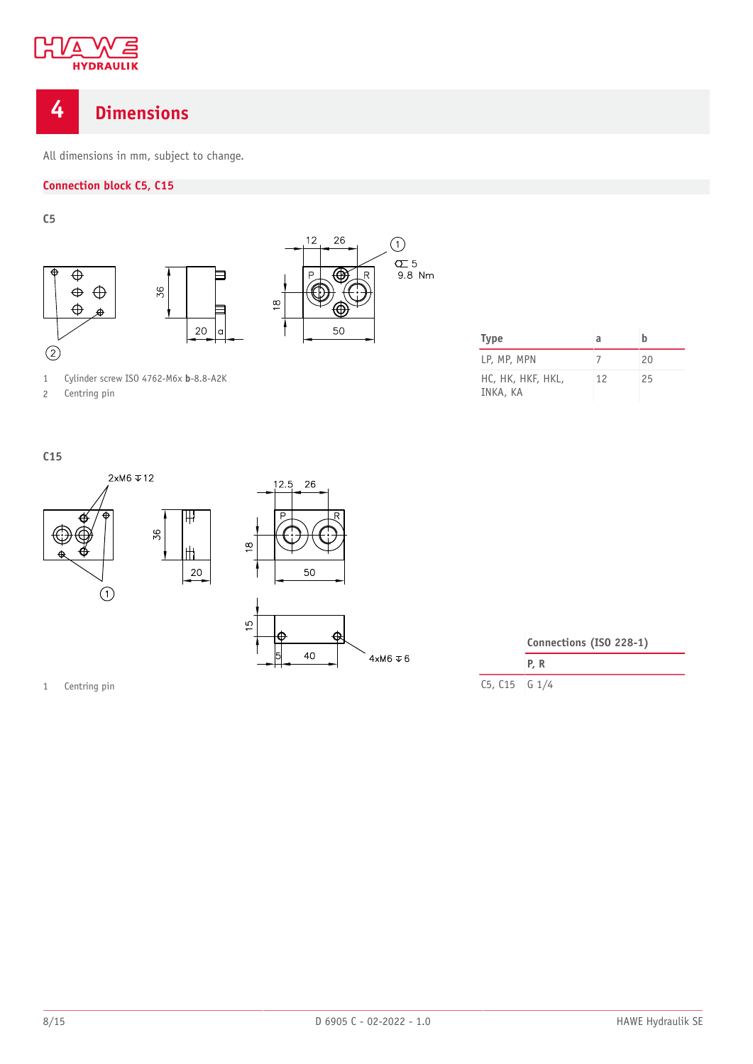# 4 Dimensions

All dimensions in mm, subject to change.

## Connection block C5, C15

### C5

1 Cylinder screw ISO 4762-M6x **b**-8.8-A2K
2 Centring pin

| Type | a | b |
|---|---|---|
| LP, MP, MPN | 7 | 20 |
| HC, HK, HKF, HKL, INKA, KA | 12 | 25 |

### C15

1 Centring pin

| | Connections (ISO 228-1) |
|---|---|
| | P, R |
| C5, C15 | G 1/4 |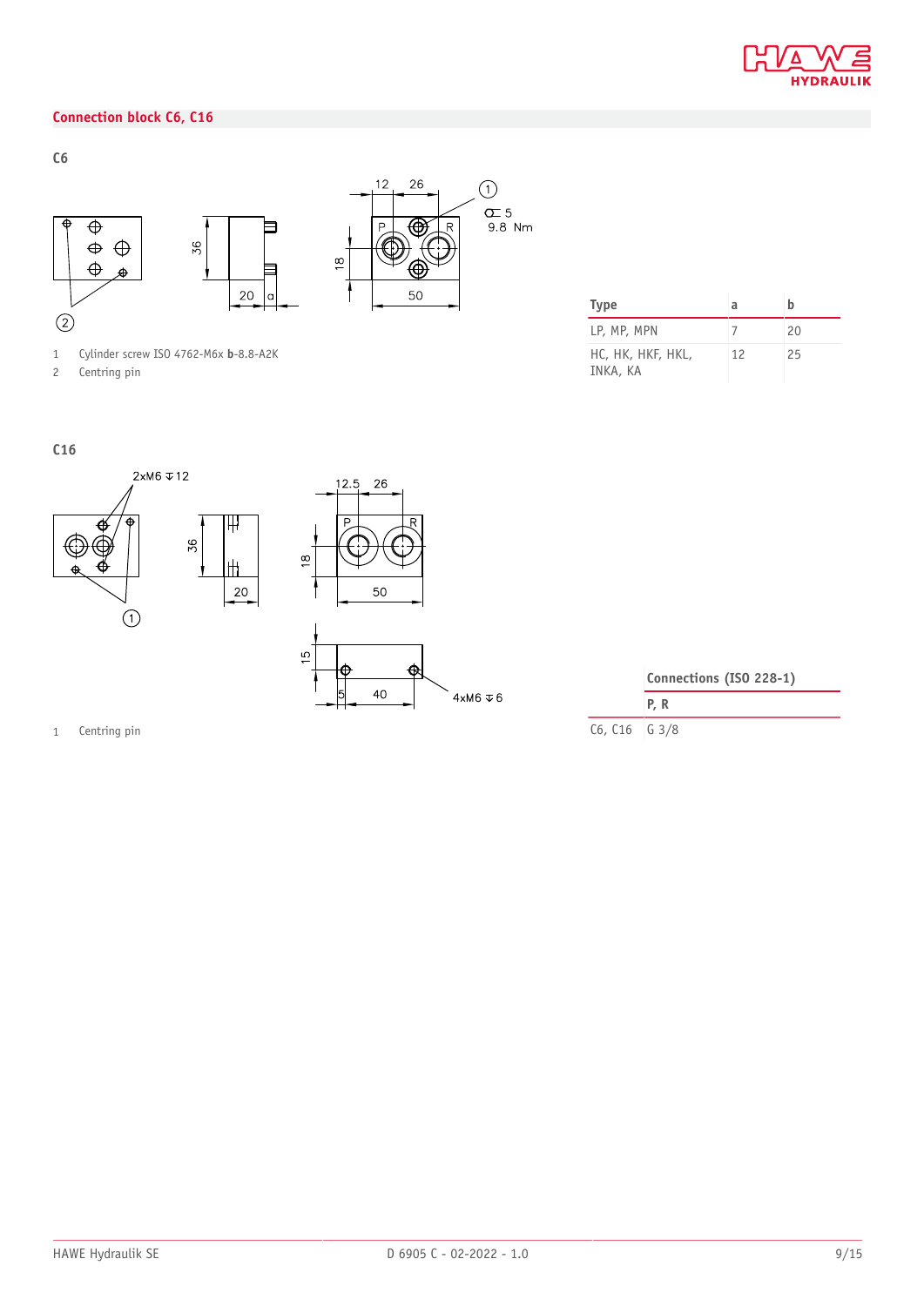## Connection block C6, C16

### C6

1 Cylinder screw ISO 4762-M6x **b**-8.8-A2K
2 Centring pin

| Type | a | b |
|---|---|---|
| LP, MP, MPN | 7 | 20 |
| HC, HK, HKF, HKL, INKA, KA | 12 | 25 |

### C16

1 Centring pin

| | Connections (ISO 228-1) |
|---|---|
| | P, R |
| C6, C16 | G 3/8 |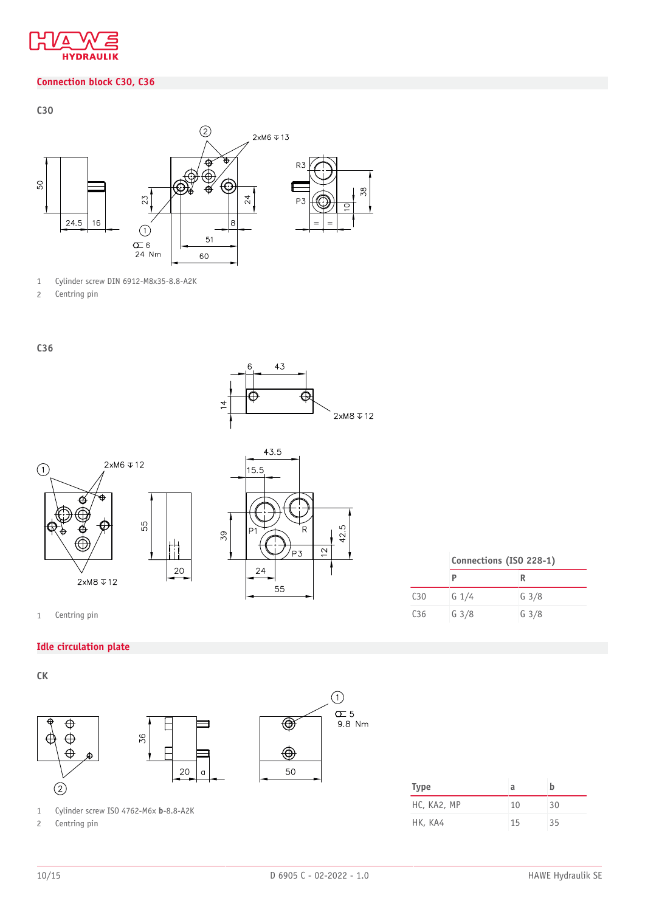## Connection block C30, C36

### C30

1 Cylinder screw DIN 6912-M8x35-8.8-A2K
2 Centring pin

### C36

1 Centring pin

| | Connections (ISO 228-1) | |
|---|---|---|
| | P | R |
| C30 | G 1/4 | G 3/8 |
| C36 | G 3/8 | G 3/8 |

## Idle circulation plate

### CK

1 Cylinder screw ISO 4762-M6x **b**-8.8-A2K
2 Centring pin

| Type | a | b |
|---|---|---|
| HC, KA2, MP | 10 | 30 |
| HK, KA4 | 15 | 35 |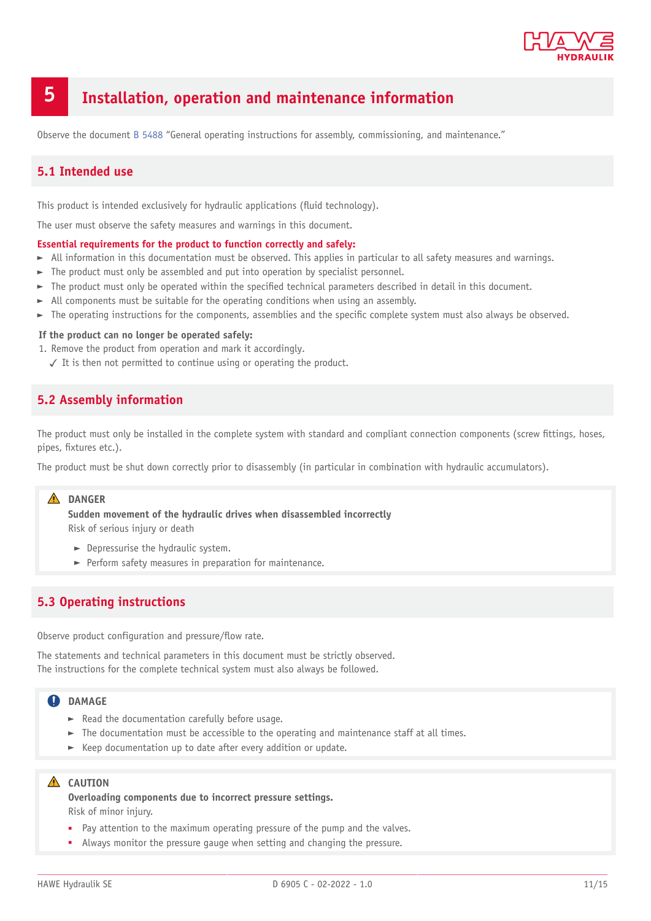# 5 Installation, operation and maintenance information

Observe the document B 5488 "General operating instructions for assembly, commissioning, and maintenance."

## 5.1 Intended use

This product is intended exclusively for hydraulic applications (fluid technology).

The user must observe the safety measures and warnings in this document.

**Essential requirements for the product to function correctly and safely:**

- All information in this documentation must be observed. This applies in particular to all safety measures and warnings.
- The product must only be assembled and put into operation by specialist personnel.
- The product must only be operated within the specified technical parameters described in detail in this document.
- All components must be suitable for the operating conditions when using an assembly.
- The operating instructions for the components, assemblies and the specific complete system must also always be observed.

**If the product can no longer be operated safely:**

1. Remove the product from operation and mark it accordingly.
   ✓ It is then not permitted to continue using or operating the product.

## 5.2 Assembly information

The product must only be installed in the complete system with standard and compliant connection components (screw fittings, hoses, pipes, fixtures etc.).

The product must be shut down correctly prior to disassembly (in particular in combination with hydraulic accumulators).

> **DANGER**
>
> **Sudden movement of the hydraulic drives when disassembled incorrectly**
>
> Risk of serious injury or death
>
> - Depressurise the hydraulic system.
> - Perform safety measures in preparation for maintenance.

## 5.3 Operating instructions

Observe product configuration and pressure/flow rate.

The statements and technical parameters in this document must be strictly observed.
The instructions for the complete technical system must also always be followed.

> **DAMAGE**
>
> - Read the documentation carefully before usage.
> - The documentation must be accessible to the operating and maintenance staff at all times.
> - Keep documentation up to date after every addition or update.

> **CAUTION**
>
> **Overloading components due to incorrect pressure settings.**
>
> Risk of minor injury.
>
> - Pay attention to the maximum operating pressure of the pump and the valves.
> - Always monitor the pressure gauge when setting and changing the pressure.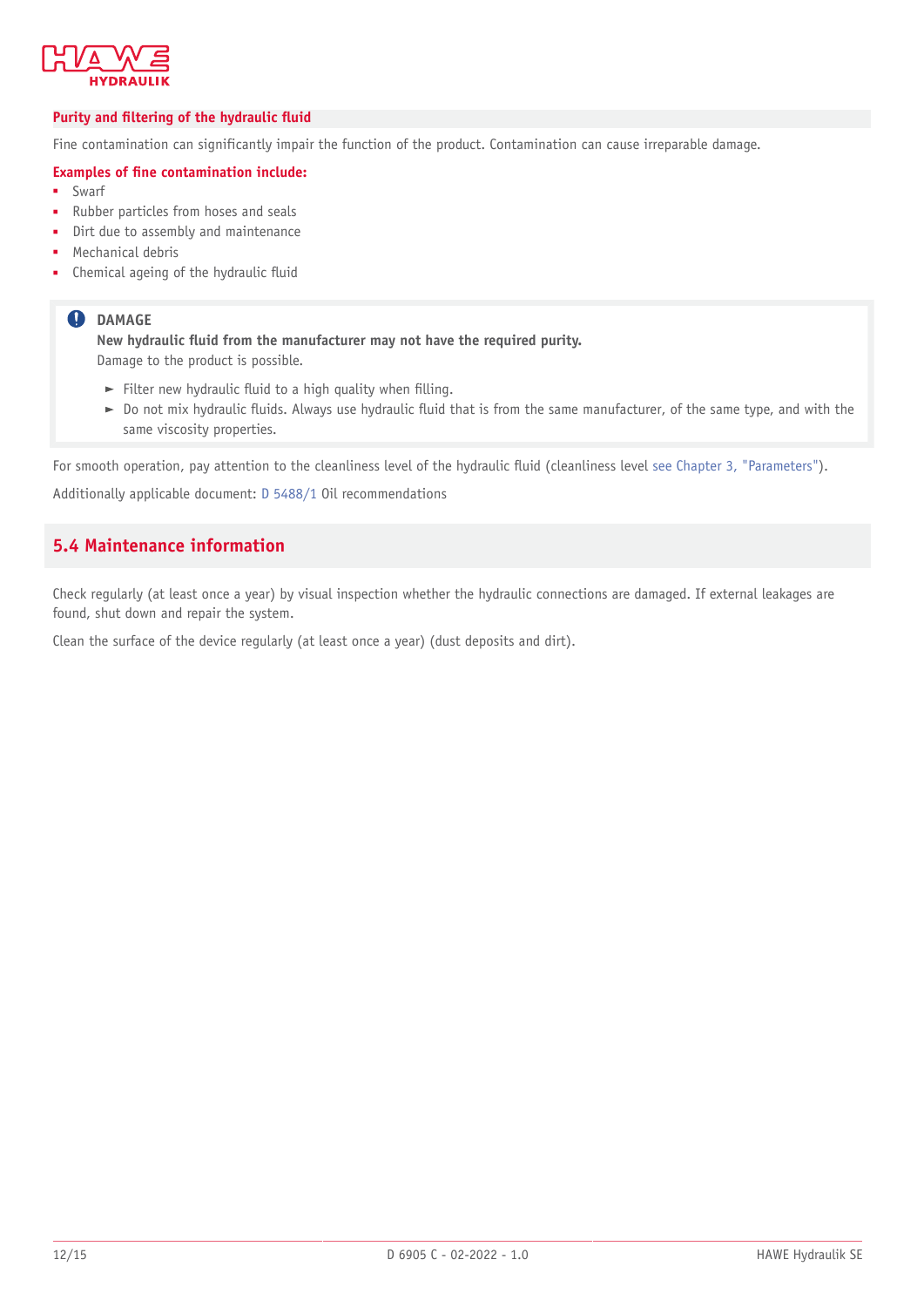### Purity and filtering of the hydraulic fluid

Fine contamination can significantly impair the function of the product. Contamination can cause irreparable damage.

**Examples of fine contamination include:**

- Swarf
- Rubber particles from hoses and seals
- Dirt due to assembly and maintenance
- Mechanical debris
- Chemical ageing of the hydraulic fluid

> **DAMAGE**
>
> **New hydraulic fluid from the manufacturer may not have the required purity.**
>
> Damage to the product is possible.
>
> - Filter new hydraulic fluid to a high quality when filling.
> - Do not mix hydraulic fluids. Always use hydraulic fluid that is from the same manufacturer, of the same type, and with the same viscosity properties.

For smooth operation, pay attention to the cleanliness level of the hydraulic fluid (cleanliness level see Chapter 3, "Parameters").

Additionally applicable document: D 5488/1 Oil recommendations

## 5.4 Maintenance information

Check regularly (at least once a year) by visual inspection whether the hydraulic connections are damaged. If external leakages are found, shut down and repair the system.

Clean the surface of the device regularly (at least once a year) (dust deposits and dirt).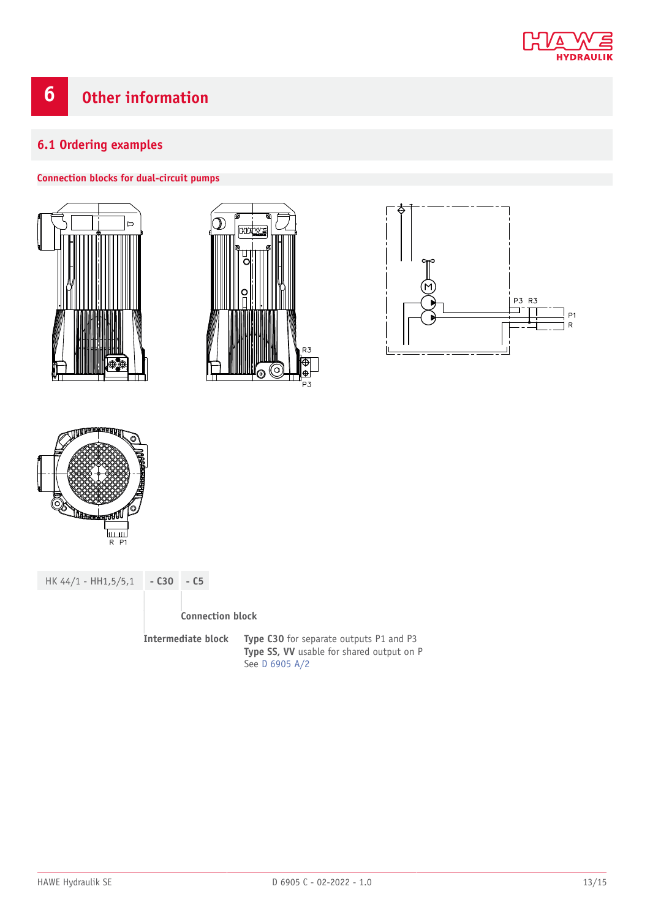# 6 Other information

## 6.1 Ordering examples

### Connection blocks for dual-circuit pumps

| HK 44/1 - HH1,5/5,1 | - C30 | - C5 |
|---|---|---|

**Connection block**

**Intermediate block**

**Type C30** for separate outputs P1 and P3
**Type SS, VV** usable for shared output on P
See D 6905 A/2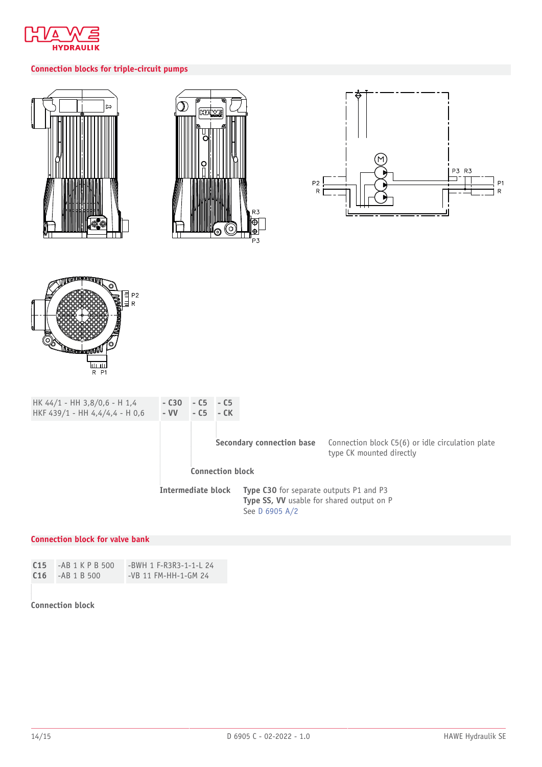## Connection blocks for triple-circuit pumps

| HK 44/1 - HH 3,8/0,6 - H 1,4 | **- C30** | **- C5** | **- C5** |
|---|---|---|---|
| HKF 439/1 - HH 4,4/4,4 - H 0,6 | **- VV** | **- C5** | **- CK** |

**Secondary connection base** — Connection block C5(6) or idle circulation plate type CK mounted directly

**Connection block**

**Intermediate block** — **Type C30** for separate outputs P1 and P3
**Type SS, VV** usable for shared output on P
See D 6905 A/2

## Connection block for valve bank

| | | |
|---|---|---|
| **C15** | -AB 1 K P B 500 | -BWH 1 F-R3R3-1-1-L 24 |
| **C16** | -AB 1 B 500 | -VB 11 FM-HH-1-GM 24 |

**Connection block**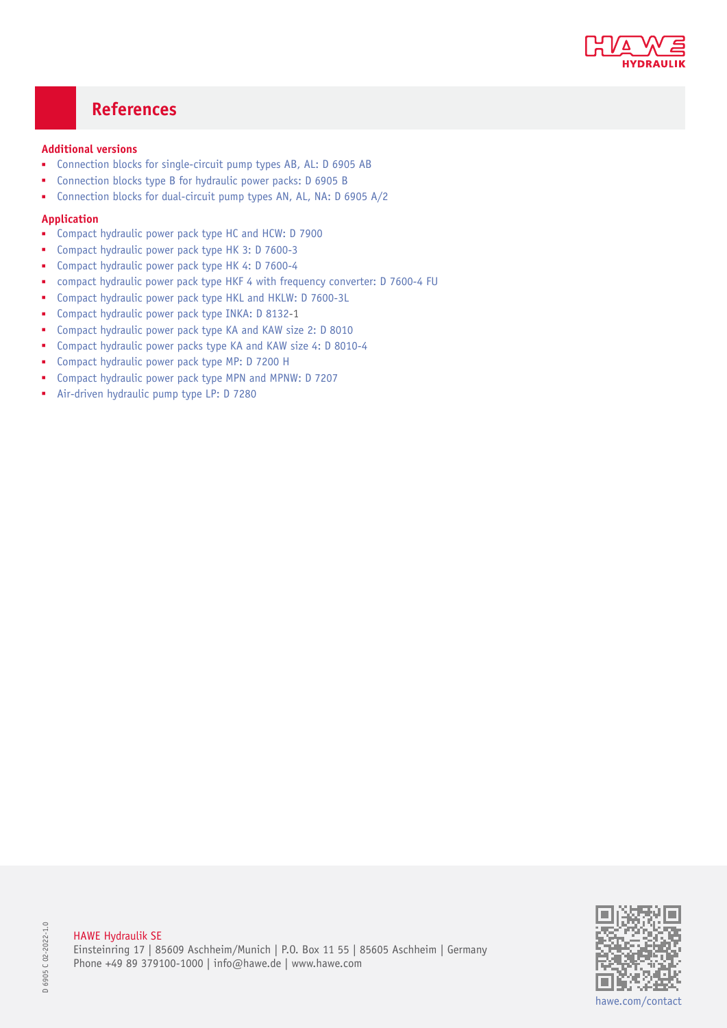# References

### Additional versions

- Connection blocks for single-circuit pump types AB, AL: D 6905 AB
- Connection blocks type B for hydraulic power packs: D 6905 B
- Connection blocks for dual-circuit pump types AN, AL, NA: D 6905 A/2

### Application

- Compact hydraulic power pack type HC and HCW: D 7900
- Compact hydraulic power pack type HK 3: D 7600-3
- Compact hydraulic power pack type HK 4: D 7600-4
- compact hydraulic power pack type HKF 4 with frequency converter: D 7600-4 FU
- Compact hydraulic power pack type HKL and HKLW: D 7600-3L
- Compact hydraulic power pack type INKA: D 8132-1
- Compact hydraulic power pack type KA and KAW size 2: D 8010
- Compact hydraulic power packs type KA and KAW size 4: D 8010-4
- Compact hydraulic power pack type MP: D 7200 H
- Compact hydraulic power pack type MPN and MPNW: D 7207
- Air-driven hydraulic pump type LP: D 7280

HAWE Hydraulik SE
Einsteinring 17 | 85609 Aschheim/Munich | P.O. Box 11 55 | 85605 Aschheim | Germany
Phone +49 89 379100-1000 | info@hawe.de | www.hawe.com

hawe.com/contact

D 6905 C 02-2022-1.0